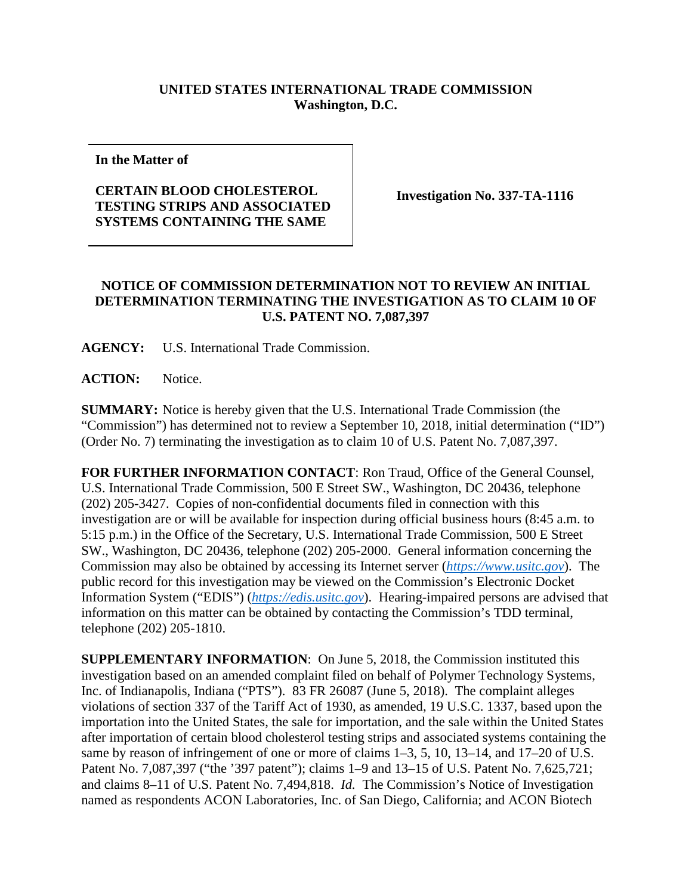**UNITED STATES INTERNATIONAL TRADE COMMISSION**
**Washington, D.C.**

| **In the Matter of** **CERTAIN BLOOD CHOLESTEROL TESTING STRIPS AND ASSOCIATED SYSTEMS CONTAINING THE SAME** | **Investigation No. 337-TA-1116** |
|---|---|

**NOTICE OF COMMISSION DETERMINATION NOT TO REVIEW AN INITIAL DETERMINATION TERMINATING THE INVESTIGATION AS TO CLAIM 10 OF U.S. PATENT NO. 7,087,397**

**AGENCY:** U.S. International Trade Commission.

**ACTION:** Notice.

**SUMMARY:** Notice is hereby given that the U.S. International Trade Commission (the "Commission") has determined not to review a September 10, 2018, initial determination ("ID") (Order No. 7) terminating the investigation as to claim 10 of U.S. Patent No. 7,087,397.

**FOR FURTHER INFORMATION CONTACT**: Ron Traud, Office of the General Counsel, U.S. International Trade Commission, 500 E Street SW., Washington, DC 20436, telephone (202) 205-3427. Copies of non-confidential documents filed in connection with this investigation are or will be available for inspection during official business hours (8:45 a.m. to 5:15 p.m.) in the Office of the Secretary, U.S. International Trade Commission, 500 E Street SW., Washington, DC 20436, telephone (202) 205-2000. General information concerning the Commission may also be obtained by accessing its Internet server (*https://www.usitc.gov*). The public record for this investigation may be viewed on the Commission's Electronic Docket Information System ("EDIS") (*https://edis.usitc.gov*). Hearing-impaired persons are advised that information on this matter can be obtained by contacting the Commission's TDD terminal, telephone (202) 205-1810.

**SUPPLEMENTARY INFORMATION**: On June 5, 2018, the Commission instituted this investigation based on an amended complaint filed on behalf of Polymer Technology Systems, Inc. of Indianapolis, Indiana ("PTS"). 83 FR 26087 (June 5, 2018). The complaint alleges violations of section 337 of the Tariff Act of 1930, as amended, 19 U.S.C. 1337, based upon the importation into the United States, the sale for importation, and the sale within the United States after importation of certain blood cholesterol testing strips and associated systems containing the same by reason of infringement of one or more of claims 1–3, 5, 10, 13–14, and 17–20 of U.S. Patent No. 7,087,397 ("the '397 patent"); claims 1–9 and 13–15 of U.S. Patent No. 7,625,721; and claims 8–11 of U.S. Patent No. 7,494,818. *Id.* The Commission's Notice of Investigation named as respondents ACON Laboratories, Inc. of San Diego, California; and ACON Biotech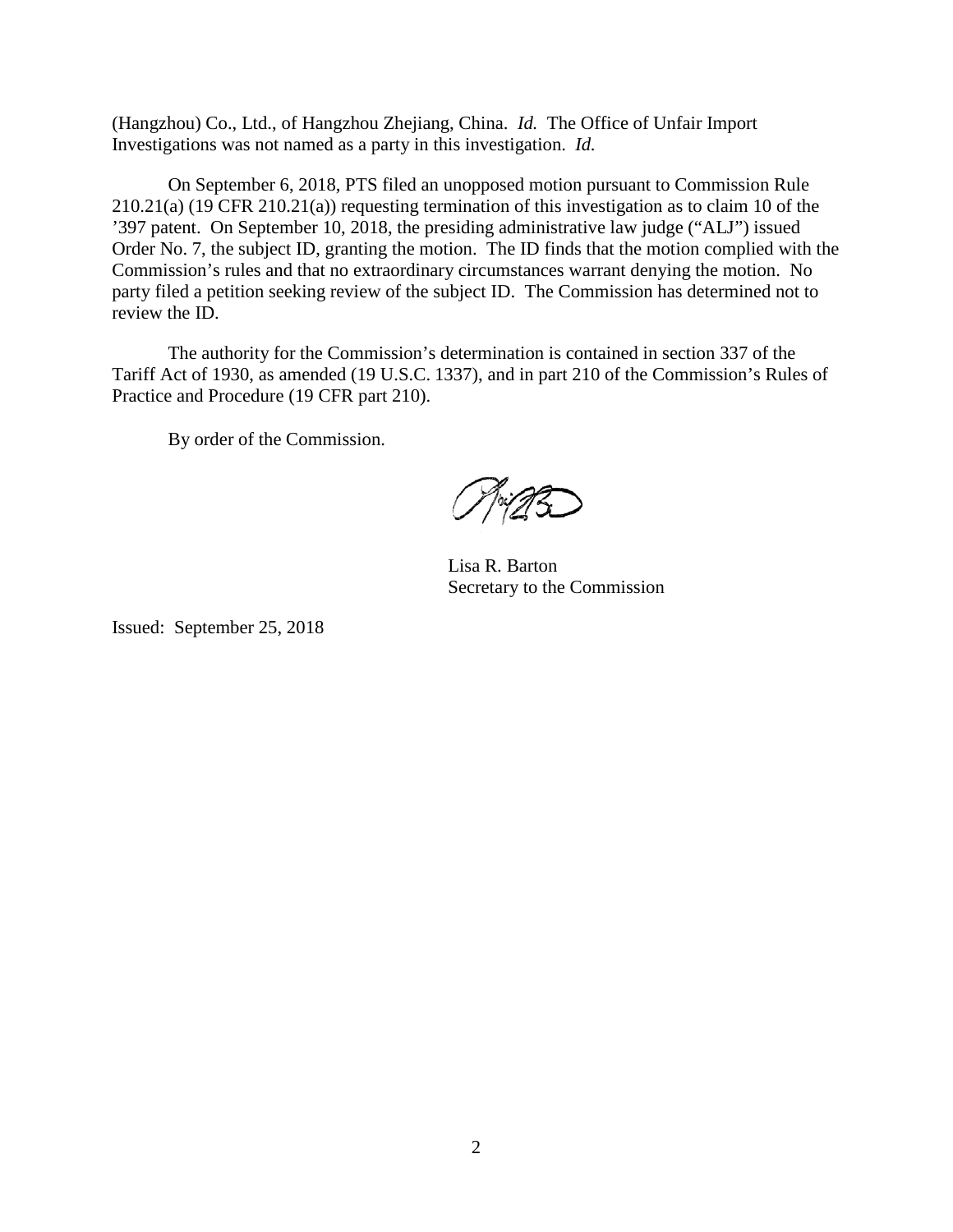(Hangzhou) Co., Ltd., of Hangzhou Zhejiang, China. *Id.* The Office of Unfair Import Investigations was not named as a party in this investigation. *Id.*

On September 6, 2018, PTS filed an unopposed motion pursuant to Commission Rule 210.21(a) (19 CFR 210.21(a)) requesting termination of this investigation as to claim 10 of the '397 patent. On September 10, 2018, the presiding administrative law judge ("ALJ") issued Order No. 7, the subject ID, granting the motion. The ID finds that the motion complied with the Commission's rules and that no extraordinary circumstances warrant denying the motion. No party filed a petition seeking review of the subject ID. The Commission has determined not to review the ID.

The authority for the Commission's determination is contained in section 337 of the Tariff Act of 1930, as amended (19 U.S.C. 1337), and in part 210 of the Commission's Rules of Practice and Procedure (19 CFR part 210).

By order of the Commission.

Lisa R. Barton
Secretary to the Commission

Issued: September 25, 2018